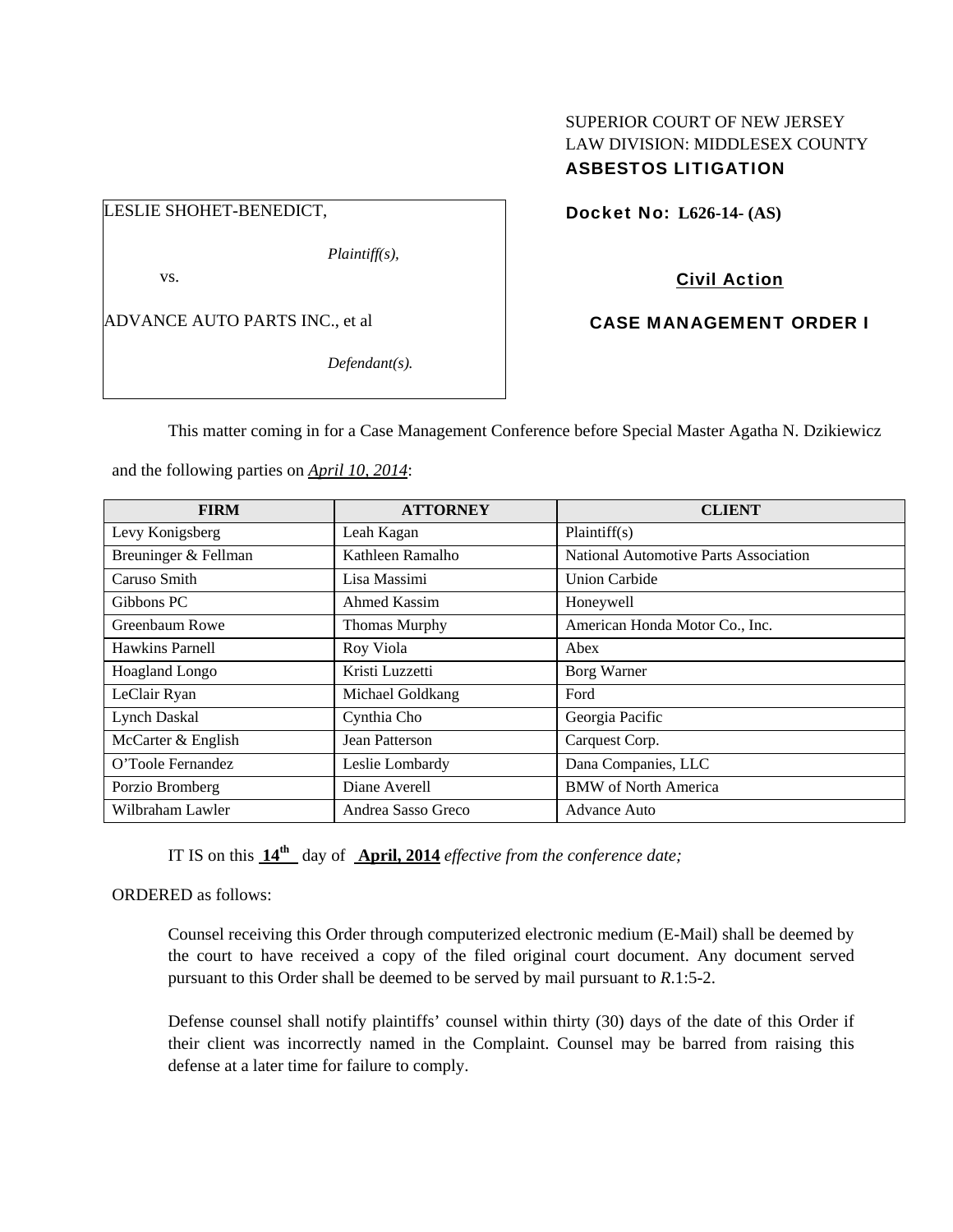SUPERIOR COURT OF NEW JERSEY
LAW DIVISION: MIDDLESEX COUNTY
**ASBESTOS LITIGATION**

LESLIE SHOHET-BENEDICT,

*Plaintiff(s),*

vs.

ADVANCE AUTO PARTS INC., et al

*Defendant(s).*

**Docket No: L626-14- (AS)**

**Civil Action**

**CASE MANAGEMENT ORDER I**

This matter coming in for a Case Management Conference before Special Master Agatha N. Dzikiewicz and the following parties on *April 10, 2014*:

| FIRM | ATTORNEY | CLIENT |
|---|---|---|
| Levy Konigsberg | Leah Kagan | Plaintiff(s) |
| Breuninger & Fellman | Kathleen Ramalho | National Automotive Parts Association |
| Caruso Smith | Lisa Massimi | Union Carbide |
| Gibbons PC | Ahmed Kassim | Honeywell |
| Greenbaum Rowe | Thomas Murphy | American Honda Motor Co., Inc. |
| Hawkins Parnell | Roy Viola | Abex |
| Hoagland Longo | Kristi Luzzetti | Borg Warner |
| LeClair Ryan | Michael Goldkang | Ford |
| Lynch Daskal | Cynthia Cho | Georgia Pacific |
| McCarter & English | Jean Patterson | Carquest Corp. |
| O'Toole Fernandez | Leslie Lombardy | Dana Companies, LLC |
| Porzio Bromberg | Diane Averell | BMW of North America |
| Wilbraham Lawler | Andrea Sasso Greco | Advance Auto |

IT IS on this **14th** day of **April, 2014** *effective from the conference date;*

ORDERED as follows:

Counsel receiving this Order through computerized electronic medium (E-Mail) shall be deemed by the court to have received a copy of the filed original court document. Any document served pursuant to this Order shall be deemed to be served by mail pursuant to *R*.1:5-2.

Defense counsel shall notify plaintiffs' counsel within thirty (30) days of the date of this Order if their client was incorrectly named in the Complaint. Counsel may be barred from raising this defense at a later time for failure to comply.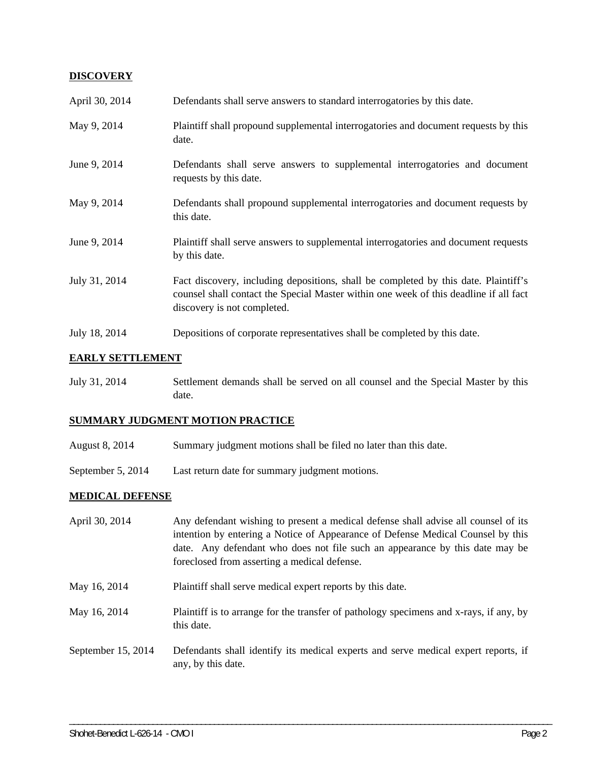**DISCOVERY**

| | |
|---|---|
| April 30, 2014 | Defendants shall serve answers to standard interrogatories by this date. |
| May 9, 2014 | Plaintiff shall propound supplemental interrogatories and document requests by this date. |
| June 9, 2014 | Defendants shall serve answers to supplemental interrogatories and document requests by this date. |
| May 9, 2014 | Defendants shall propound supplemental interrogatories and document requests by this date. |
| June 9, 2014 | Plaintiff shall serve answers to supplemental interrogatories and document requests by this date. |
| July 31, 2014 | Fact discovery, including depositions, shall be completed by this date. Plaintiff's counsel shall contact the Special Master within one week of this deadline if all fact discovery is not completed. |
| July 18, 2014 | Depositions of corporate representatives shall be completed by this date. |

**EARLY SETTLEMENT**

| | |
|---|---|
| July 31, 2014 | Settlement demands shall be served on all counsel and the Special Master by this date. |

**SUMMARY JUDGMENT MOTION PRACTICE**

| | |
|---|---|
| August 8, 2014 | Summary judgment motions shall be filed no later than this date. |
| September 5, 2014 | Last return date for summary judgment motions. |

**MEDICAL DEFENSE**

| | |
|---|---|
| April 30, 2014 | Any defendant wishing to present a medical defense shall advise all counsel of its intention by entering a Notice of Appearance of Defense Medical Counsel by this date. Any defendant who does not file such an appearance by this date may be foreclosed from asserting a medical defense. |
| May 16, 2014 | Plaintiff shall serve medical expert reports by this date. |
| May 16, 2014 | Plaintiff is to arrange for the transfer of pathology specimens and x-rays, if any, by this date. |
| September 15, 2014 | Defendants shall identify its medical experts and serve medical expert reports, if any, by this date. |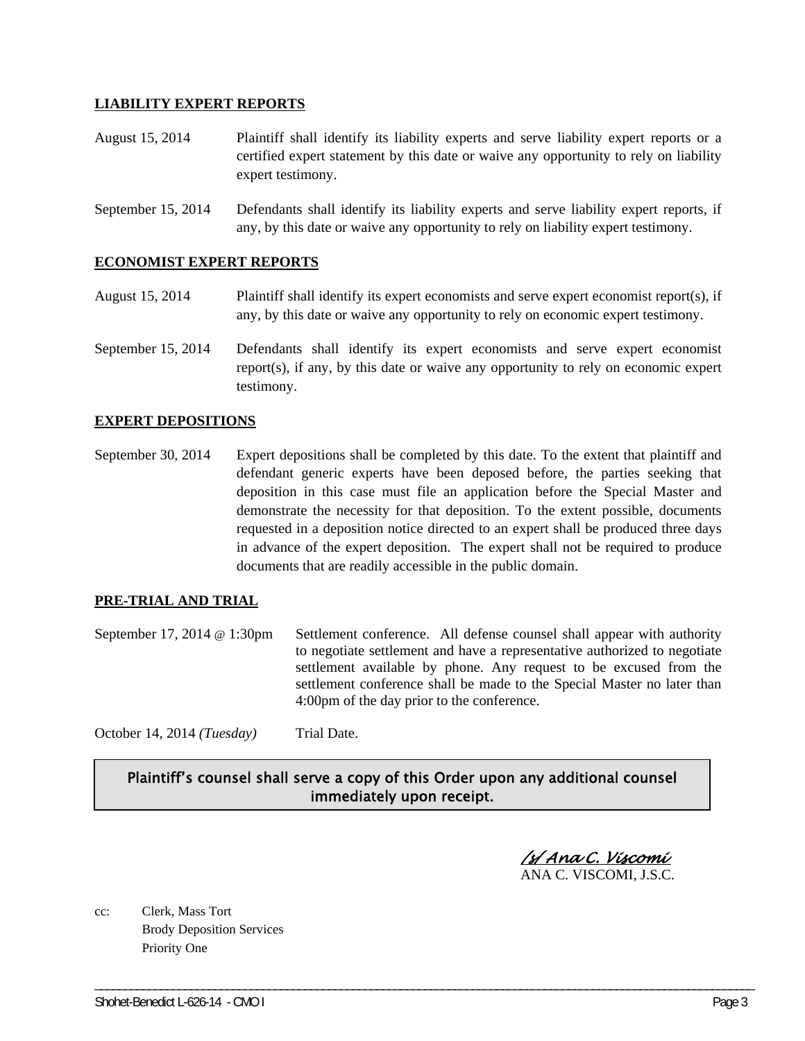**LIABILITY EXPERT REPORTS**

| | |
|---|---|
| August 15, 2014 | Plaintiff shall identify its liability experts and serve liability expert reports or a certified expert statement by this date or waive any opportunity to rely on liability expert testimony. |
| September 15, 2014 | Defendants shall identify its liability experts and serve liability expert reports, if any, by this date or waive any opportunity to rely on liability expert testimony. |

**ECONOMIST EXPERT REPORTS**

| | |
|---|---|
| August 15, 2014 | Plaintiff shall identify its expert economists and serve expert economist report(s), if any, by this date or waive any opportunity to rely on economic expert testimony. |
| September 15, 2014 | Defendants shall identify its expert economists and serve expert economist report(s), if any, by this date or waive any opportunity to rely on economic expert testimony. |

**EXPERT DEPOSITIONS**

| | |
|---|---|
| September 30, 2014 | Expert depositions shall be completed by this date. To the extent that plaintiff and defendant generic experts have been deposed before, the parties seeking that deposition in this case must file an application before the Special Master and demonstrate the necessity for that deposition. To the extent possible, documents requested in a deposition notice directed to an expert shall be produced three days in advance of the expert deposition. The expert shall not be required to produce documents that are readily accessible in the public domain. |

**PRE-TRIAL AND TRIAL**

| | |
|---|---|
| September 17, 2014 @ 1:30pm | Settlement conference. All defense counsel shall appear with authority to negotiate settlement and have a representative authorized to negotiate settlement available by phone. Any request to be excused from the settlement conference shall be made to the Special Master no later than 4:00pm of the day prior to the conference. |
| October 14, 2014 *(Tuesday)* | Trial Date. |

**Plaintiff's counsel shall serve a copy of this Order upon any additional counsel immediately upon receipt.**

*/s/ Ana C. Viscomi*
ANA C. VISCOMI, J.S.C.

cc: Clerk, Mass Tort
Brody Deposition Services
Priority One

Shohet-Benedict L-626-14 - CMO I